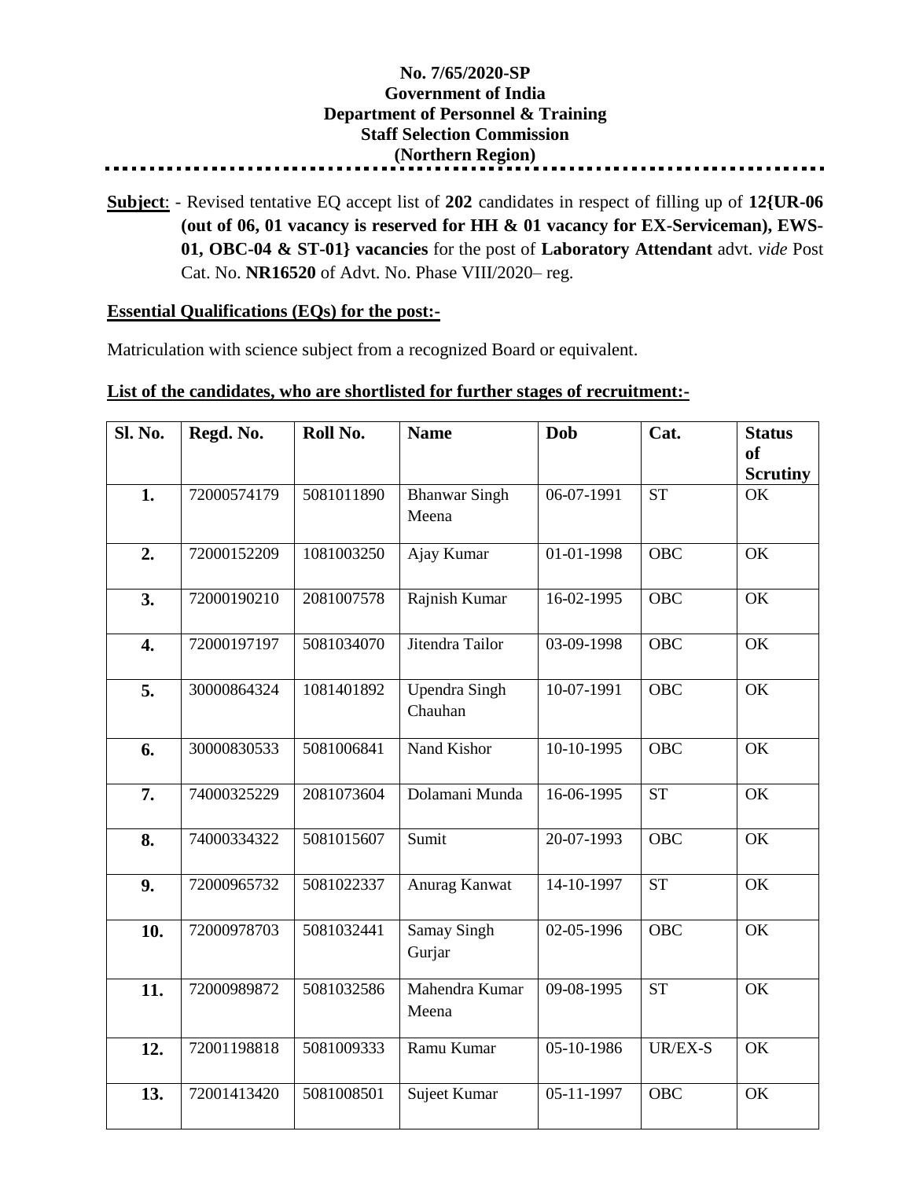**No. 7/65/2020-SP**
**Government of India**
**Department of Personnel & Training**
**Staff Selection Commission**
**(Northern Region)**

---

**Subject**: - Revised tentative EQ accept list of **202** candidates in respect of filling up of **12{UR-06 (out of 06, 01 vacancy is reserved for HH & 01 vacancy for EX-Serviceman), EWS-01, OBC-04 & ST-01} vacancies** for the post of **Laboratory Attendant** advt. *vide* Post Cat. No. **NR16520** of Advt. No. Phase VIII/2020– reg.

**Essential Qualifications (EQs) for the post:-**

Matriculation with science subject from a recognized Board or equivalent.

**List of the candidates, who are shortlisted for further stages of recruitment:-**

| Sl. No. | Regd. No. | Roll No. | Name | Dob | Cat. | Status of Scrutiny |
|---|---|---|---|---|---|---|
| 1. | 72000574179 | 5081011890 | Bhanwar Singh Meena | 06-07-1991 | ST | OK |
| 2. | 72000152209 | 1081003250 | Ajay Kumar | 01-01-1998 | OBC | OK |
| 3. | 72000190210 | 2081007578 | Rajnish Kumar | 16-02-1995 | OBC | OK |
| 4. | 72000197197 | 5081034070 | Jitendra Tailor | 03-09-1998 | OBC | OK |
| 5. | 30000864324 | 1081401892 | Upendra Singh Chauhan | 10-07-1991 | OBC | OK |
| 6. | 30000830533 | 5081006841 | Nand Kishor | 10-10-1995 | OBC | OK |
| 7. | 74000325229 | 2081073604 | Dolamani Munda | 16-06-1995 | ST | OK |
| 8. | 74000334322 | 5081015607 | Sumit | 20-07-1993 | OBC | OK |
| 9. | 72000965732 | 5081022337 | Anurag Kanwat | 14-10-1997 | ST | OK |
| 10. | 72000978703 | 5081032441 | Samay Singh Gurjar | 02-05-1996 | OBC | OK |
| 11. | 72000989872 | 5081032586 | Mahendra Kumar Meena | 09-08-1995 | ST | OK |
| 12. | 72001198818 | 5081009333 | Ramu Kumar | 05-10-1986 | UR/EX-S | OK |
| 13. | 72001413420 | 5081008501 | Sujeet Kumar | 05-11-1997 | OBC | OK |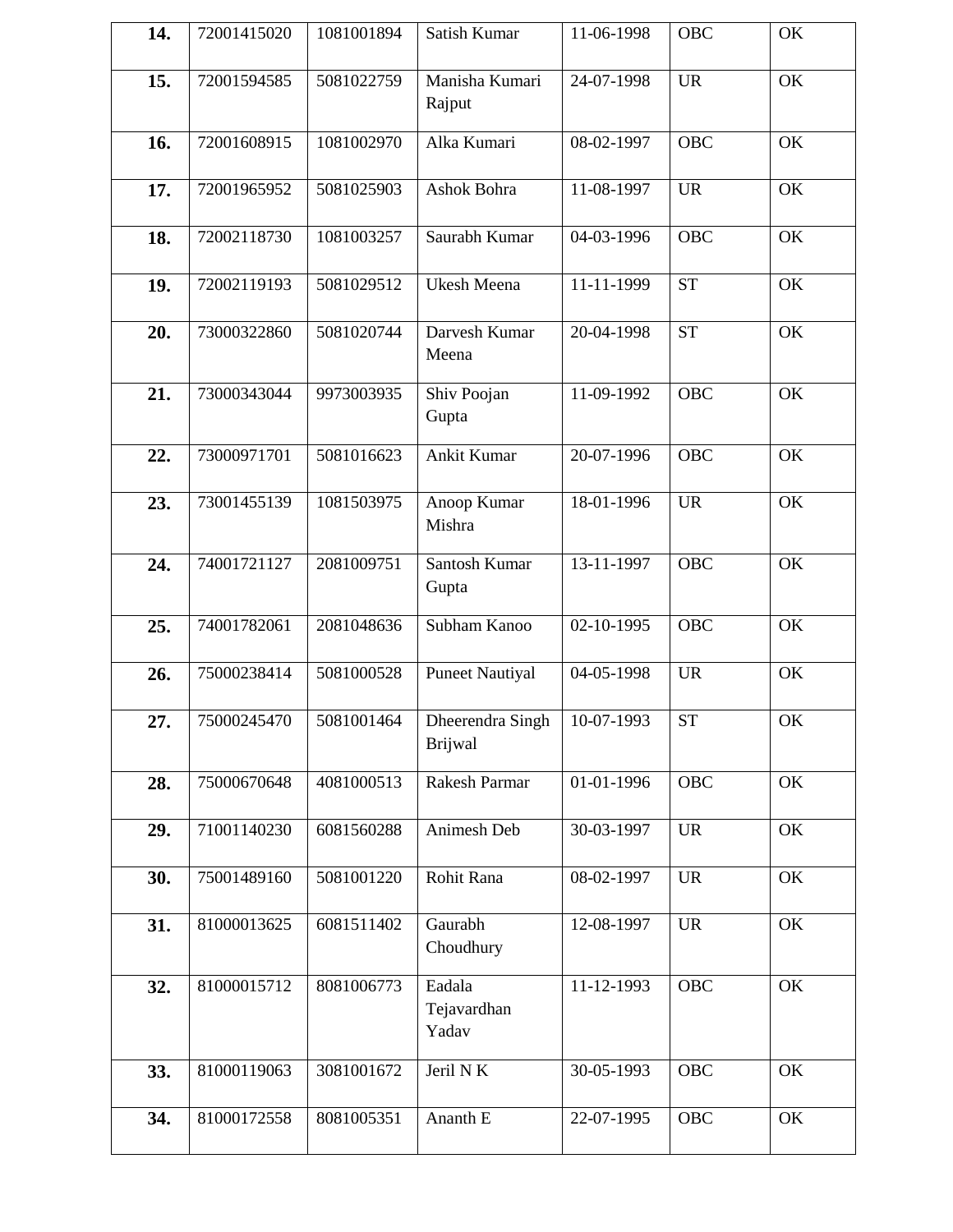| | | | | | | |
|---|---|---|---|---|---|---|
| **14.** | 72001415020 | 1081001894 | Satish Kumar | 11-06-1998 | OBC | OK |
| **15.** | 72001594585 | 5081022759 | Manisha Kumari Rajput | 24-07-1998 | UR | OK |
| **16.** | 72001608915 | 1081002970 | Alka Kumari | 08-02-1997 | OBC | OK |
| **17.** | 72001965952 | 5081025903 | Ashok Bohra | 11-08-1997 | UR | OK |
| **18.** | 72002118730 | 1081003257 | Saurabh Kumar | 04-03-1996 | OBC | OK |
| **19.** | 72002119193 | 5081029512 | Ukesh Meena | 11-11-1999 | ST | OK |
| **20.** | 73000322860 | 5081020744 | Darvesh Kumar Meena | 20-04-1998 | ST | OK |
| **21.** | 73000343044 | 9973003935 | Shiv Poojan Gupta | 11-09-1992 | OBC | OK |
| **22.** | 73000971701 | 5081016623 | Ankit Kumar | 20-07-1996 | OBC | OK |
| **23.** | 73001455139 | 1081503975 | Anoop Kumar Mishra | 18-01-1996 | UR | OK |
| **24.** | 74001721127 | 2081009751 | Santosh Kumar Gupta | 13-11-1997 | OBC | OK |
| **25.** | 74001782061 | 2081048636 | Subham Kanoo | 02-10-1995 | OBC | OK |
| **26.** | 75000238414 | 5081000528 | Puneet Nautiyal | 04-05-1998 | UR | OK |
| **27.** | 75000245470 | 5081001464 | Dheerendra Singh Brijwal | 10-07-1993 | ST | OK |
| **28.** | 75000670648 | 4081000513 | Rakesh Parmar | 01-01-1996 | OBC | OK |
| **29.** | 71001140230 | 6081560288 | Animesh Deb | 30-03-1997 | UR | OK |
| **30.** | 75001489160 | 5081001220 | Rohit Rana | 08-02-1997 | UR | OK |
| **31.** | 81000013625 | 6081511402 | Gaurabh Choudhury | 12-08-1997 | UR | OK |
| **32.** | 81000015712 | 8081006773 | Eadala Tejavardhan Yadav | 11-12-1993 | OBC | OK |
| **33.** | 81000119063 | 3081001672 | Jeril N K | 30-05-1993 | OBC | OK |
| **34.** | 81000172558 | 8081005351 | Ananth E | 22-07-1995 | OBC | OK |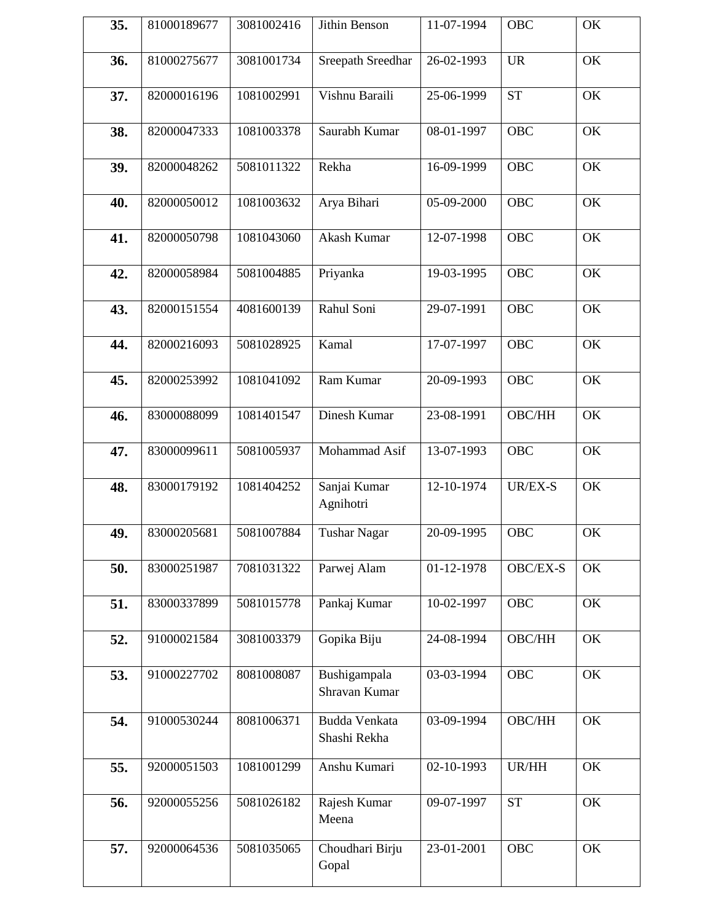| | | | | | | |
|---|---|---|---|---|---|---|
| **35.** | 81000189677 | 3081002416 | Jithin Benson | 11-07-1994 | OBC | OK |
| **36.** | 81000275677 | 3081001734 | Sreepath Sreedhar | 26-02-1993 | UR | OK |
| **37.** | 82000016196 | 1081002991 | Vishnu Baraili | 25-06-1999 | ST | OK |
| **38.** | 82000047333 | 1081003378 | Saurabh Kumar | 08-01-1997 | OBC | OK |
| **39.** | 82000048262 | 5081011322 | Rekha | 16-09-1999 | OBC | OK |
| **40.** | 82000050012 | 1081003632 | Arya Bihari | 05-09-2000 | OBC | OK |
| **41.** | 82000050798 | 1081043060 | Akash Kumar | 12-07-1998 | OBC | OK |
| **42.** | 82000058984 | 5081004885 | Priyanka | 19-03-1995 | OBC | OK |
| **43.** | 82000151554 | 4081600139 | Rahul Soni | 29-07-1991 | OBC | OK |
| **44.** | 82000216093 | 5081028925 | Kamal | 17-07-1997 | OBC | OK |
| **45.** | 82000253992 | 1081041092 | Ram Kumar | 20-09-1993 | OBC | OK |
| **46.** | 83000088099 | 1081401547 | Dinesh Kumar | 23-08-1991 | OBC/HH | OK |
| **47.** | 83000099611 | 5081005937 | Mohammad Asif | 13-07-1993 | OBC | OK |
| **48.** | 83000179192 | 1081404252 | Sanjai Kumar Agnihotri | 12-10-1974 | UR/EX-S | OK |
| **49.** | 83000205681 | 5081007884 | Tushar Nagar | 20-09-1995 | OBC | OK |
| **50.** | 83000251987 | 7081031322 | Parwej Alam | 01-12-1978 | OBC/EX-S | OK |
| **51.** | 83000337899 | 5081015778 | Pankaj Kumar | 10-02-1997 | OBC | OK |
| **52.** | 91000021584 | 3081003379 | Gopika Biju | 24-08-1994 | OBC/HH | OK |
| **53.** | 91000227702 | 8081008087 | Bushigampala Shravan Kumar | 03-03-1994 | OBC | OK |
| **54.** | 91000530244 | 8081006371 | Budda Venkata Shashi Rekha | 03-09-1994 | OBC/HH | OK |
| **55.** | 92000051503 | 1081001299 | Anshu Kumari | 02-10-1993 | UR/HH | OK |
| **56.** | 92000055256 | 5081026182 | Rajesh Kumar Meena | 09-07-1997 | ST | OK |
| **57.** | 92000064536 | 5081035065 | Choudhari Birju Gopal | 23-01-2001 | OBC | OK |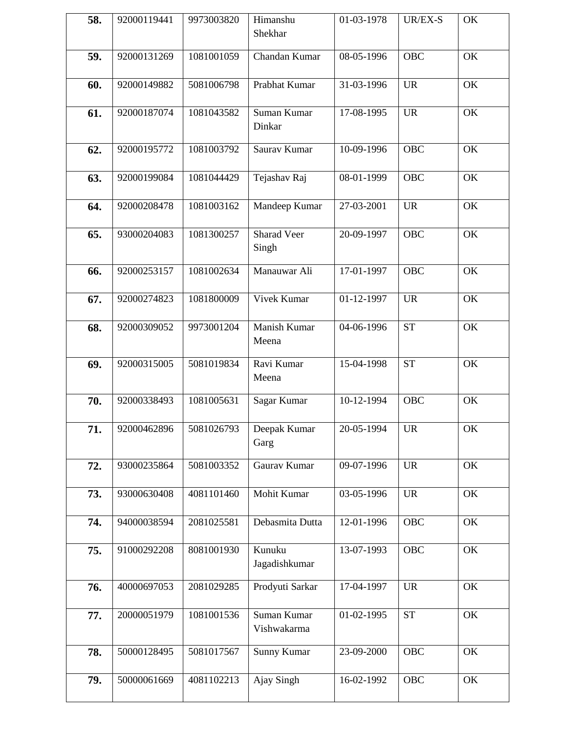| **58.** | 92000119441 | 9973003820 | Himanshu Shekhar | 01-03-1978 | UR/EX-S | OK |
|---|---|---|---|---|---|---|
| **59.** | 92000131269 | 1081001059 | Chandan Kumar | 08-05-1996 | OBC | OK |
| **60.** | 92000149882 | 5081006798 | Prabhat Kumar | 31-03-1996 | UR | OK |
| **61.** | 92000187074 | 1081043582 | Suman Kumar Dinkar | 17-08-1995 | UR | OK |
| **62.** | 92000195772 | 1081003792 | Saurav Kumar | 10-09-1996 | OBC | OK |
| **63.** | 92000199084 | 1081044429 | Tejashav Raj | 08-01-1999 | OBC | OK |
| **64.** | 92000208478 | 1081003162 | Mandeep Kumar | 27-03-2001 | UR | OK |
| **65.** | 93000204083 | 1081300257 | Sharad Veer Singh | 20-09-1997 | OBC | OK |
| **66.** | 92000253157 | 1081002634 | Manauwar Ali | 17-01-1997 | OBC | OK |
| **67.** | 92000274823 | 1081800009 | Vivek Kumar | 01-12-1997 | UR | OK |
| **68.** | 92000309052 | 9973001204 | Manish Kumar Meena | 04-06-1996 | ST | OK |
| **69.** | 92000315005 | 5081019834 | Ravi Kumar Meena | 15-04-1998 | ST | OK |
| **70.** | 92000338493 | 1081005631 | Sagar Kumar | 10-12-1994 | OBC | OK |
| **71.** | 92000462896 | 5081026793 | Deepak Kumar Garg | 20-05-1994 | UR | OK |
| **72.** | 93000235864 | 5081003352 | Gaurav Kumar | 09-07-1996 | UR | OK |
| **73.** | 93000630408 | 4081101460 | Mohit Kumar | 03-05-1996 | UR | OK |
| **74.** | 94000038594 | 2081025581 | Debasmita Dutta | 12-01-1996 | OBC | OK |
| **75.** | 91000292208 | 8081001930 | Kunuku Jagadishkumar | 13-07-1993 | OBC | OK |
| **76.** | 40000697053 | 2081029285 | Prodyuti Sarkar | 17-04-1997 | UR | OK |
| **77.** | 20000051979 | 1081001536 | Suman Kumar Vishwakarma | 01-02-1995 | ST | OK |
| **78.** | 50000128495 | 5081017567 | Sunny Kumar | 23-09-2000 | OBC | OK |
| **79.** | 50000061669 | 4081102213 | Ajay Singh | 16-02-1992 | OBC | OK |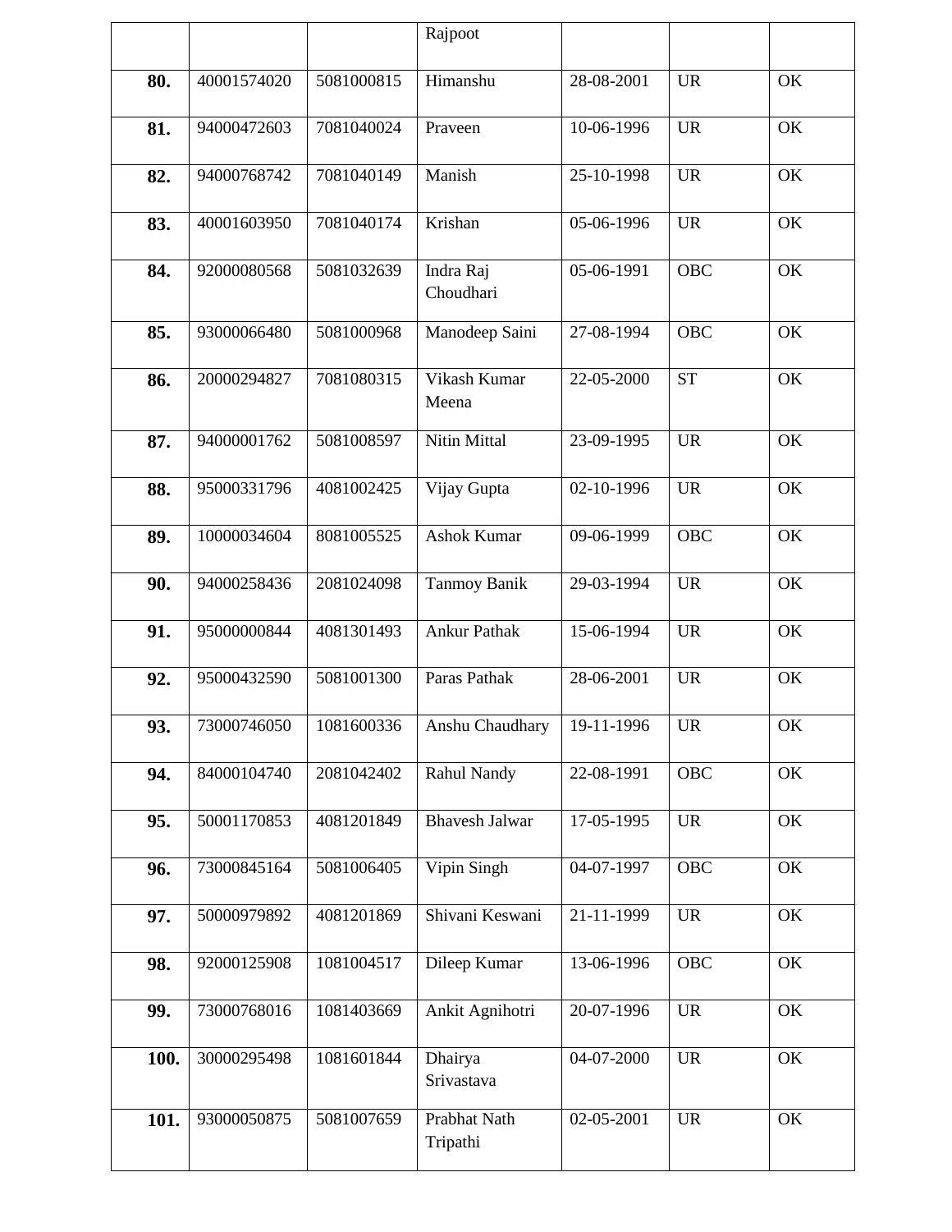| | | | Rajpoot | | | |
|---|---|---|---|---|---|---|
| **80.** | 40001574020 | 5081000815 | Himanshu | 28-08-2001 | UR | OK |
| **81.** | 94000472603 | 7081040024 | Praveen | 10-06-1996 | UR | OK |
| **82.** | 94000768742 | 7081040149 | Manish | 25-10-1998 | UR | OK |
| **83.** | 40001603950 | 7081040174 | Krishan | 05-06-1996 | UR | OK |
| **84.** | 92000080568 | 5081032639 | Indra Raj Choudhari | 05-06-1991 | OBC | OK |
| **85.** | 93000066480 | 5081000968 | Manodeep Saini | 27-08-1994 | OBC | OK |
| **86.** | 20000294827 | 7081080315 | Vikash Kumar Meena | 22-05-2000 | ST | OK |
| **87.** | 94000001762 | 5081008597 | Nitin Mittal | 23-09-1995 | UR | OK |
| **88.** | 95000331796 | 4081002425 | Vijay Gupta | 02-10-1996 | UR | OK |
| **89.** | 10000034604 | 8081005525 | Ashok Kumar | 09-06-1999 | OBC | OK |
| **90.** | 94000258436 | 2081024098 | Tanmoy Banik | 29-03-1994 | UR | OK |
| **91.** | 95000000844 | 4081301493 | Ankur Pathak | 15-06-1994 | UR | OK |
| **92.** | 95000432590 | 5081001300 | Paras Pathak | 28-06-2001 | UR | OK |
| **93.** | 73000746050 | 1081600336 | Anshu Chaudhary | 19-11-1996 | UR | OK |
| **94.** | 84000104740 | 2081042402 | Rahul Nandy | 22-08-1991 | OBC | OK |
| **95.** | 50001170853 | 4081201849 | Bhavesh Jalwar | 17-05-1995 | UR | OK |
| **96.** | 73000845164 | 5081006405 | Vipin Singh | 04-07-1997 | OBC | OK |
| **97.** | 50000979892 | 4081201869 | Shivani Keswani | 21-11-1999 | UR | OK |
| **98.** | 92000125908 | 1081004517 | Dileep Kumar | 13-06-1996 | OBC | OK |
| **99.** | 73000768016 | 1081403669 | Ankit Agnihotri | 20-07-1996 | UR | OK |
| **100.** | 30000295498 | 1081601844 | Dhairya Srivastava | 04-07-2000 | UR | OK |
| **101.** | 93000050875 | 5081007659 | Prabhat Nath Tripathi | 02-05-2001 | UR | OK |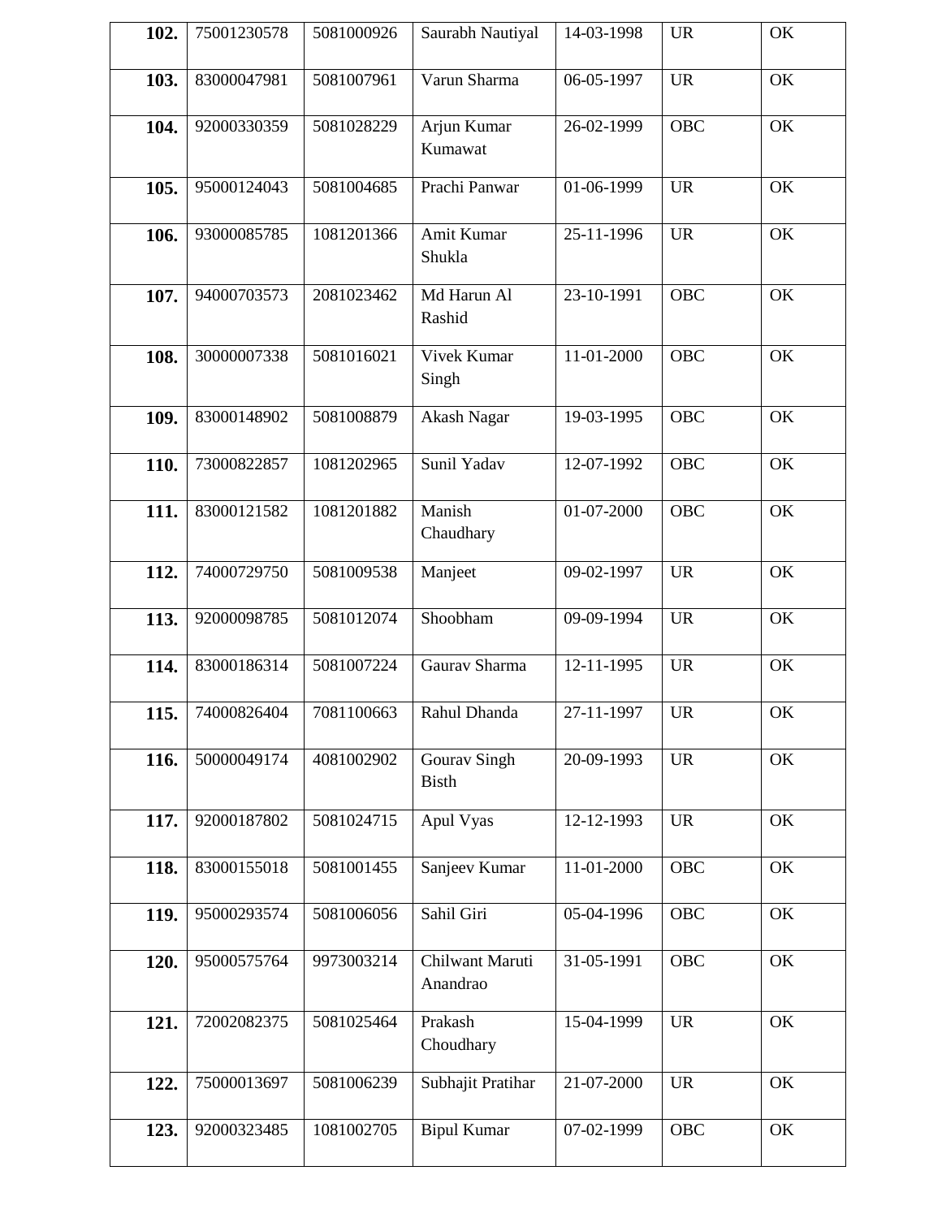| | | | | | | |
|---|---|---|---|---|---|---|
| **102.** | 75001230578 | 5081000926 | Saurabh Nautiyal | 14-03-1998 | UR | OK |
| **103.** | 83000047981 | 5081007961 | Varun Sharma | 06-05-1997 | UR | OK |
| **104.** | 92000330359 | 5081028229 | Arjun Kumar Kumawat | 26-02-1999 | OBC | OK |
| **105.** | 95000124043 | 5081004685 | Prachi Panwar | 01-06-1999 | UR | OK |
| **106.** | 93000085785 | 1081201366 | Amit Kumar Shukla | 25-11-1996 | UR | OK |
| **107.** | 94000703573 | 2081023462 | Md Harun Al Rashid | 23-10-1991 | OBC | OK |
| **108.** | 30000007338 | 5081016021 | Vivek Kumar Singh | 11-01-2000 | OBC | OK |
| **109.** | 83000148902 | 5081008879 | Akash Nagar | 19-03-1995 | OBC | OK |
| **110.** | 73000822857 | 1081202965 | Sunil Yadav | 12-07-1992 | OBC | OK |
| **111.** | 83000121582 | 1081201882 | Manish Chaudhary | 01-07-2000 | OBC | OK |
| **112.** | 74000729750 | 5081009538 | Manjeet | 09-02-1997 | UR | OK |
| **113.** | 92000098785 | 5081012074 | Shoobham | 09-09-1994 | UR | OK |
| **114.** | 83000186314 | 5081007224 | Gaurav Sharma | 12-11-1995 | UR | OK |
| **115.** | 74000826404 | 7081100663 | Rahul Dhanda | 27-11-1997 | UR | OK |
| **116.** | 50000049174 | 4081002902 | Gourav Singh Bisth | 20-09-1993 | UR | OK |
| **117.** | 92000187802 | 5081024715 | Apul Vyas | 12-12-1993 | UR | OK |
| **118.** | 83000155018 | 5081001455 | Sanjeev Kumar | 11-01-2000 | OBC | OK |
| **119.** | 95000293574 | 5081006056 | Sahil Giri | 05-04-1996 | OBC | OK |
| **120.** | 95000575764 | 9973003214 | Chilwant Maruti Anandrao | 31-05-1991 | OBC | OK |
| **121.** | 72002082375 | 5081025464 | Prakash Choudhary | 15-04-1999 | UR | OK |
| **122.** | 75000013697 | 5081006239 | Subhajit Pratihar | 21-07-2000 | UR | OK |
| **123.** | 92000323485 | 1081002705 | Bipul Kumar | 07-02-1999 | OBC | OK |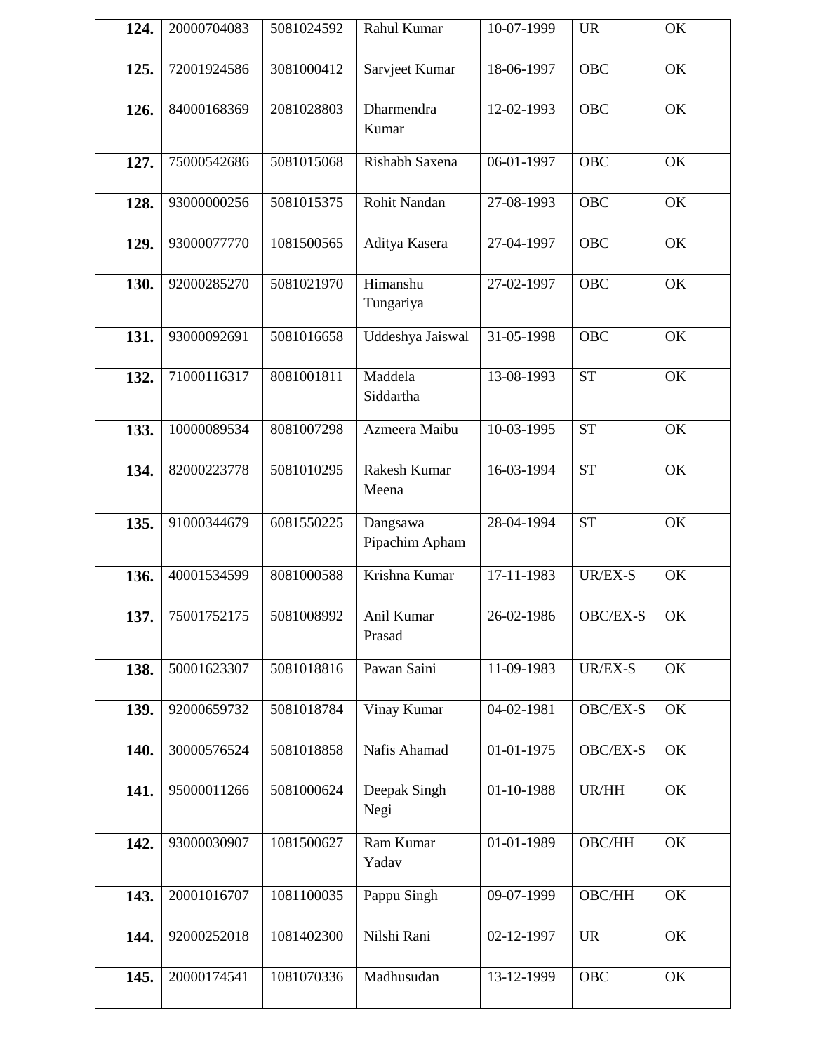| **124.** | 20000704083 | 5081024592 | Rahul Kumar | 10-07-1999 | UR | OK |
|---|---|---|---|---|---|---|
| **125.** | 72001924586 | 3081000412 | Sarvjeet Kumar | 18-06-1997 | OBC | OK |
| **126.** | 84000168369 | 2081028803 | Dharmendra Kumar | 12-02-1993 | OBC | OK |
| **127.** | 75000542686 | 5081015068 | Rishabh Saxena | 06-01-1997 | OBC | OK |
| **128.** | 93000000256 | 5081015375 | Rohit Nandan | 27-08-1993 | OBC | OK |
| **129.** | 93000077770 | 1081500565 | Aditya Kasera | 27-04-1997 | OBC | OK |
| **130.** | 92000285270 | 5081021970 | Himanshu Tungariya | 27-02-1997 | OBC | OK |
| **131.** | 93000092691 | 5081016658 | Uddeshya Jaiswal | 31-05-1998 | OBC | OK |
| **132.** | 71000116317 | 8081001811 | Maddela Siddartha | 13-08-1993 | ST | OK |
| **133.** | 10000089534 | 8081007298 | Azmeera Maibu | 10-03-1995 | ST | OK |
| **134.** | 82000223778 | 5081010295 | Rakesh Kumar Meena | 16-03-1994 | ST | OK |
| **135.** | 91000344679 | 6081550225 | Dangsawa Pipachim Apham | 28-04-1994 | ST | OK |
| **136.** | 40001534599 | 8081000588 | Krishna Kumar | 17-11-1983 | UR/EX-S | OK |
| **137.** | 75001752175 | 5081008992 | Anil Kumar Prasad | 26-02-1986 | OBC/EX-S | OK |
| **138.** | 50001623307 | 5081018816 | Pawan Saini | 11-09-1983 | UR/EX-S | OK |
| **139.** | 92000659732 | 5081018784 | Vinay Kumar | 04-02-1981 | OBC/EX-S | OK |
| **140.** | 30000576524 | 5081018858 | Nafis Ahamad | 01-01-1975 | OBC/EX-S | OK |
| **141.** | 95000011266 | 5081000624 | Deepak Singh Negi | 01-10-1988 | UR/HH | OK |
| **142.** | 93000030907 | 1081500627 | Ram Kumar Yadav | 01-01-1989 | OBC/HH | OK |
| **143.** | 20001016707 | 1081100035 | Pappu Singh | 09-07-1999 | OBC/HH | OK |
| **144.** | 92000252018 | 1081402300 | Nilshi Rani | 02-12-1997 | UR | OK |
| **145.** | 20000174541 | 1081070336 | Madhusudan | 13-12-1999 | OBC | OK |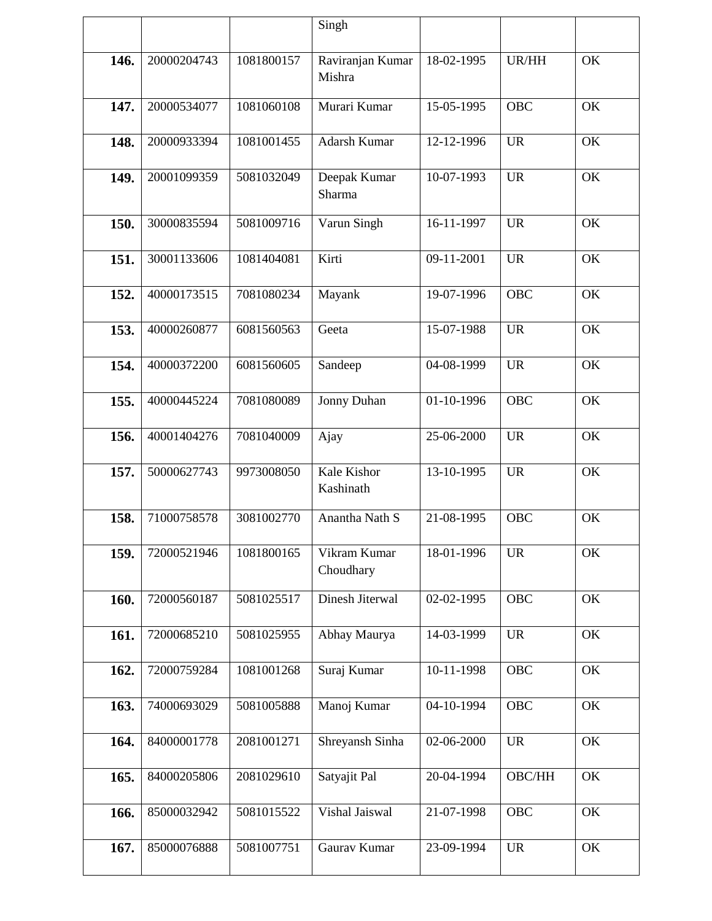| | | | Singh | | | |
|---|---|---|---|---|---|---|
| **146.** | 20000204743 | 1081800157 | Raviranjan Kumar Mishra | 18-02-1995 | UR/HH | OK |
| **147.** | 20000534077 | 1081060108 | Murari Kumar | 15-05-1995 | OBC | OK |
| **148.** | 20000933394 | 1081001455 | Adarsh Kumar | 12-12-1996 | UR | OK |
| **149.** | 20001099359 | 5081032049 | Deepak Kumar Sharma | 10-07-1993 | UR | OK |
| **150.** | 30000835594 | 5081009716 | Varun Singh | 16-11-1997 | UR | OK |
| **151.** | 30001133606 | 1081404081 | Kirti | 09-11-2001 | UR | OK |
| **152.** | 40000173515 | 7081080234 | Mayank | 19-07-1996 | OBC | OK |
| **153.** | 40000260877 | 6081560563 | Geeta | 15-07-1988 | UR | OK |
| **154.** | 40000372200 | 6081560605 | Sandeep | 04-08-1999 | UR | OK |
| **155.** | 40000445224 | 7081080089 | Jonny Duhan | 01-10-1996 | OBC | OK |
| **156.** | 40001404276 | 7081040009 | Ajay | 25-06-2000 | UR | OK |
| **157.** | 50000627743 | 9973008050 | Kale Kishor Kashinath | 13-10-1995 | UR | OK |
| **158.** | 71000758578 | 3081002770 | Anantha Nath S | 21-08-1995 | OBC | OK |
| **159.** | 72000521946 | 1081800165 | Vikram Kumar Choudhary | 18-01-1996 | UR | OK |
| **160.** | 72000560187 | 5081025517 | Dinesh Jiterwal | 02-02-1995 | OBC | OK |
| **161.** | 72000685210 | 5081025955 | Abhay Maurya | 14-03-1999 | UR | OK |
| **162.** | 72000759284 | 1081001268 | Suraj Kumar | 10-11-1998 | OBC | OK |
| **163.** | 74000693029 | 5081005888 | Manoj Kumar | 04-10-1994 | OBC | OK |
| **164.** | 84000001778 | 2081001271 | Shreyansh Sinha | 02-06-2000 | UR | OK |
| **165.** | 84000205806 | 2081029610 | Satyajit Pal | 20-04-1994 | OBC/HH | OK |
| **166.** | 85000032942 | 5081015522 | Vishal Jaiswal | 21-07-1998 | OBC | OK |
| **167.** | 85000076888 | 5081007751 | Gaurav Kumar | 23-09-1994 | UR | OK |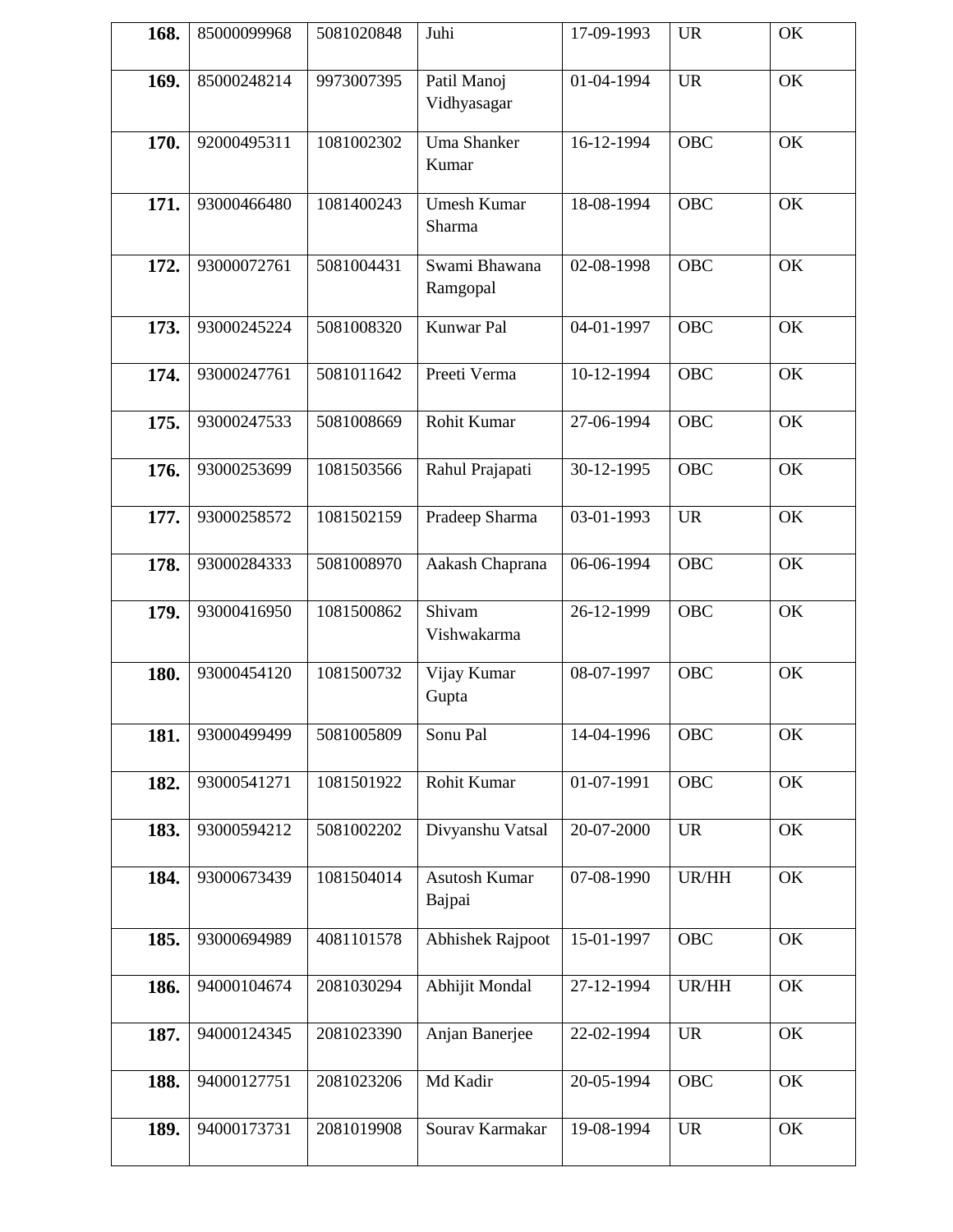| | | | | | | |
|---|---|---|---|---|---|---|
| **168.** | 85000099968 | 5081020848 | Juhi | 17-09-1993 | UR | OK |
| **169.** | 85000248214 | 9973007395 | Patil Manoj Vidhyasagar | 01-04-1994 | UR | OK |
| **170.** | 92000495311 | 1081002302 | Uma Shanker Kumar | 16-12-1994 | OBC | OK |
| **171.** | 93000466480 | 1081400243 | Umesh Kumar Sharma | 18-08-1994 | OBC | OK |
| **172.** | 93000072761 | 5081004431 | Swami Bhawana Ramgopal | 02-08-1998 | OBC | OK |
| **173.** | 93000245224 | 5081008320 | Kunwar Pal | 04-01-1997 | OBC | OK |
| **174.** | 93000247761 | 5081011642 | Preeti Verma | 10-12-1994 | OBC | OK |
| **175.** | 93000247533 | 5081008669 | Rohit Kumar | 27-06-1994 | OBC | OK |
| **176.** | 93000253699 | 1081503566 | Rahul Prajapati | 30-12-1995 | OBC | OK |
| **177.** | 93000258572 | 1081502159 | Pradeep Sharma | 03-01-1993 | UR | OK |
| **178.** | 93000284333 | 5081008970 | Aakash Chaprana | 06-06-1994 | OBC | OK |
| **179.** | 93000416950 | 1081500862 | Shivam Vishwakarma | 26-12-1999 | OBC | OK |
| **180.** | 93000454120 | 1081500732 | Vijay Kumar Gupta | 08-07-1997 | OBC | OK |
| **181.** | 93000499499 | 5081005809 | Sonu Pal | 14-04-1996 | OBC | OK |
| **182.** | 93000541271 | 1081501922 | Rohit Kumar | 01-07-1991 | OBC | OK |
| **183.** | 93000594212 | 5081002202 | Divyanshu Vatsal | 20-07-2000 | UR | OK |
| **184.** | 93000673439 | 1081504014 | Asutosh Kumar Bajpai | 07-08-1990 | UR/HH | OK |
| **185.** | 93000694989 | 4081101578 | Abhishek Rajpoot | 15-01-1997 | OBC | OK |
| **186.** | 94000104674 | 2081030294 | Abhijit Mondal | 27-12-1994 | UR/HH | OK |
| **187.** | 94000124345 | 2081023390 | Anjan Banerjee | 22-02-1994 | UR | OK |
| **188.** | 94000127751 | 2081023206 | Md Kadir | 20-05-1994 | OBC | OK |
| **189.** | 94000173731 | 2081019908 | Sourav Karmakar | 19-08-1994 | UR | OK |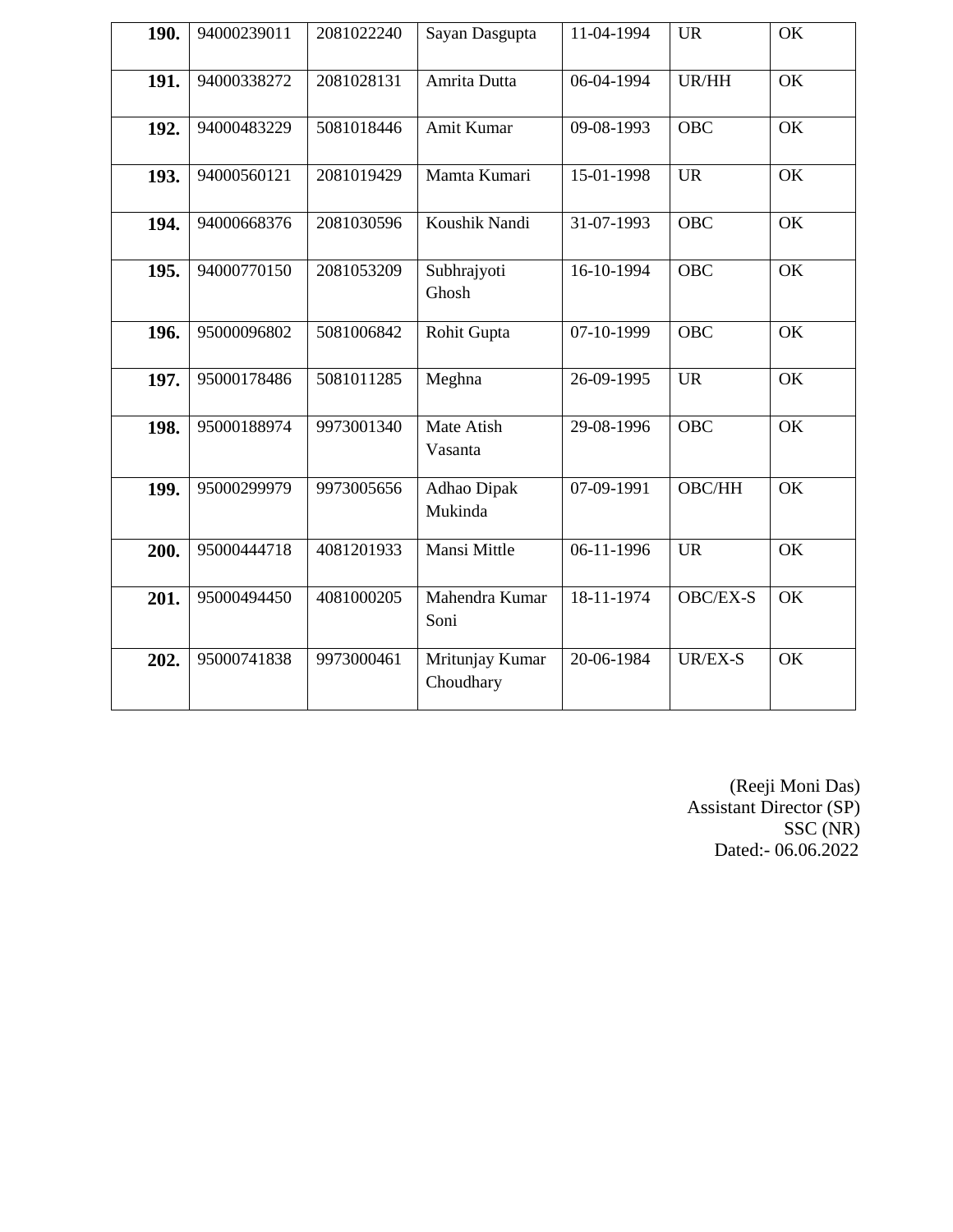| | | | | | | |
|---|---|---|---|---|---|---|
| **190.** | 94000239011 | 2081022240 | Sayan Dasgupta | 11-04-1994 | UR | OK |
| **191.** | 94000338272 | 2081028131 | Amrita Dutta | 06-04-1994 | UR/HH | OK |
| **192.** | 94000483229 | 5081018446 | Amit Kumar | 09-08-1993 | OBC | OK |
| **193.** | 94000560121 | 2081019429 | Mamta Kumari | 15-01-1998 | UR | OK |
| **194.** | 94000668376 | 2081030596 | Koushik Nandi | 31-07-1993 | OBC | OK |
| **195.** | 94000770150 | 2081053209 | Subhrajyoti Ghosh | 16-10-1994 | OBC | OK |
| **196.** | 95000096802 | 5081006842 | Rohit Gupta | 07-10-1999 | OBC | OK |
| **197.** | 95000178486 | 5081011285 | Meghna | 26-09-1995 | UR | OK |
| **198.** | 95000188974 | 9973001340 | Mate Atish Vasanta | 29-08-1996 | OBC | OK |
| **199.** | 95000299979 | 9973005656 | Adhao Dipak Mukinda | 07-09-1991 | OBC/HH | OK |
| **200.** | 95000444718 | 4081201933 | Mansi Mittle | 06-11-1996 | UR | OK |
| **201.** | 95000494450 | 4081000205 | Mahendra Kumar Soni | 18-11-1974 | OBC/EX-S | OK |
| **202.** | 95000741838 | 9973000461 | Mritunjay Kumar Choudhary | 20-06-1984 | UR/EX-S | OK |

(Reeji Moni Das)
Assistant Director (SP)
SSC (NR)
Dated:- 06.06.2022